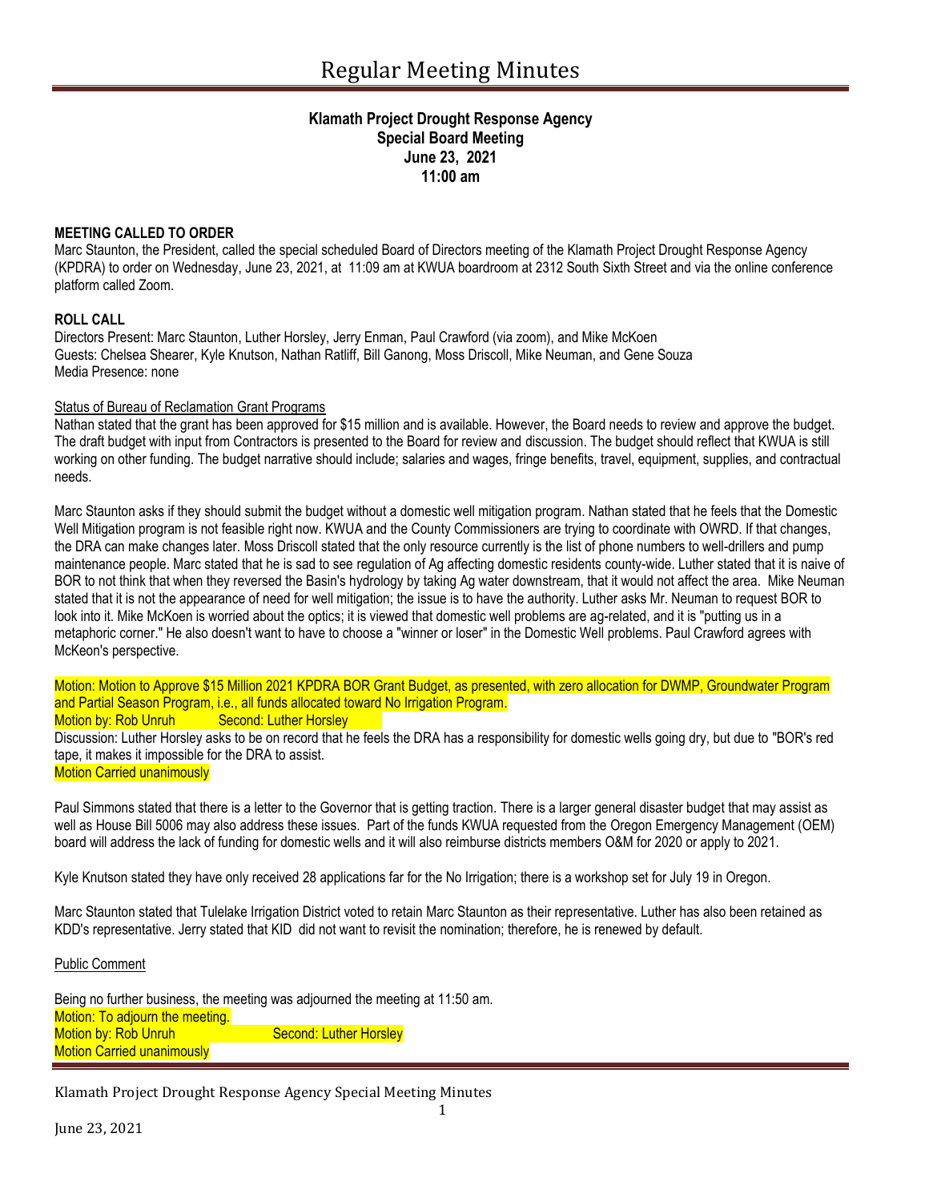# Regular Meeting Minutes

**Klamath Project Drought Response Agency**
**Special Board Meeting**
**June 23, 2021**
**11:00 am**

**MEETING CALLED TO ORDER**

Marc Staunton, the President, called the special scheduled Board of Directors meeting of the Klamath Project Drought Response Agency (KPDRA) to order on Wednesday, June 23, 2021, at 11:09 am at KWUA boardroom at 2312 South Sixth Street and via the online conference platform called Zoom.

**ROLL CALL**

Directors Present: Marc Staunton, Luther Horsley, Jerry Enman, Paul Crawford (via zoom), and Mike McKoen
Guests: Chelsea Shearer, Kyle Knutson, Nathan Ratliff, Bill Ganong, Moss Driscoll, Mike Neuman, and Gene Souza
Media Presence: none

Status of Bureau of Reclamation Grant Programs

Nathan stated that the grant has been approved for $15 million and is available. However, the Board needs to review and approve the budget. The draft budget with input from Contractors is presented to the Board for review and discussion. The budget should reflect that KWUA is still working on other funding. The budget narrative should include; salaries and wages, fringe benefits, travel, equipment, supplies, and contractual needs.

Marc Staunton asks if they should submit the budget without a domestic well mitigation program. Nathan stated that he feels that the Domestic Well Mitigation program is not feasible right now. KWUA and the County Commissioners are trying to coordinate with OWRD. If that changes, the DRA can make changes later. Moss Driscoll stated that the only resource currently is the list of phone numbers to well-drillers and pump maintenance people. Marc stated that he is sad to see regulation of Ag affecting domestic residents county-wide. Luther stated that it is naive of BOR to not think that when they reversed the Basin's hydrology by taking Ag water downstream, that it would not affect the area. Mike Neuman stated that it is not the appearance of need for well mitigation; the issue is to have the authority. Luther asks Mr. Neuman to request BOR to look into it. Mike McKoen is worried about the optics; it is viewed that domestic well problems are ag-related, and it is "putting us in a metaphoric corner." He also doesn't want to have to choose a "winner or loser" in the Domestic Well problems. Paul Crawford agrees with McKeon's perspective.

Motion: Motion to Approve $15 Million 2021 KPDRA BOR Grant Budget, as presented, with zero allocation for DWMP, Groundwater Program and Partial Season Program, i.e., all funds allocated toward No Irrigation Program.
Motion by: Rob Unruh Second: Luther Horsley
Discussion: Luther Horsley asks to be on record that he feels the DRA has a responsibility for domestic wells going dry, but due to "BOR's red tape, it makes it impossible for the DRA to assist.
Motion Carried unanimously

Paul Simmons stated that there is a letter to the Governor that is getting traction. There is a larger general disaster budget that may assist as well as House Bill 5006 may also address these issues. Part of the funds KWUA requested from the Oregon Emergency Management (OEM) board will address the lack of funding for domestic wells and it will also reimburse districts members O&M for 2020 or apply to 2021.

Kyle Knutson stated they have only received 28 applications far for the No Irrigation; there is a workshop set for July 19 in Oregon.

Marc Staunton stated that Tulelake Irrigation District voted to retain Marc Staunton as their representative. Luther has also been retained as KDD's representative. Jerry stated that KID did not want to revisit the nomination; therefore, he is renewed by default.

Public Comment

Being no further business, the meeting was adjourned the meeting at 11:50 am.
Motion: To adjourn the meeting.
Motion by: Rob Unruh Second: Luther Horsley
Motion Carried unanimously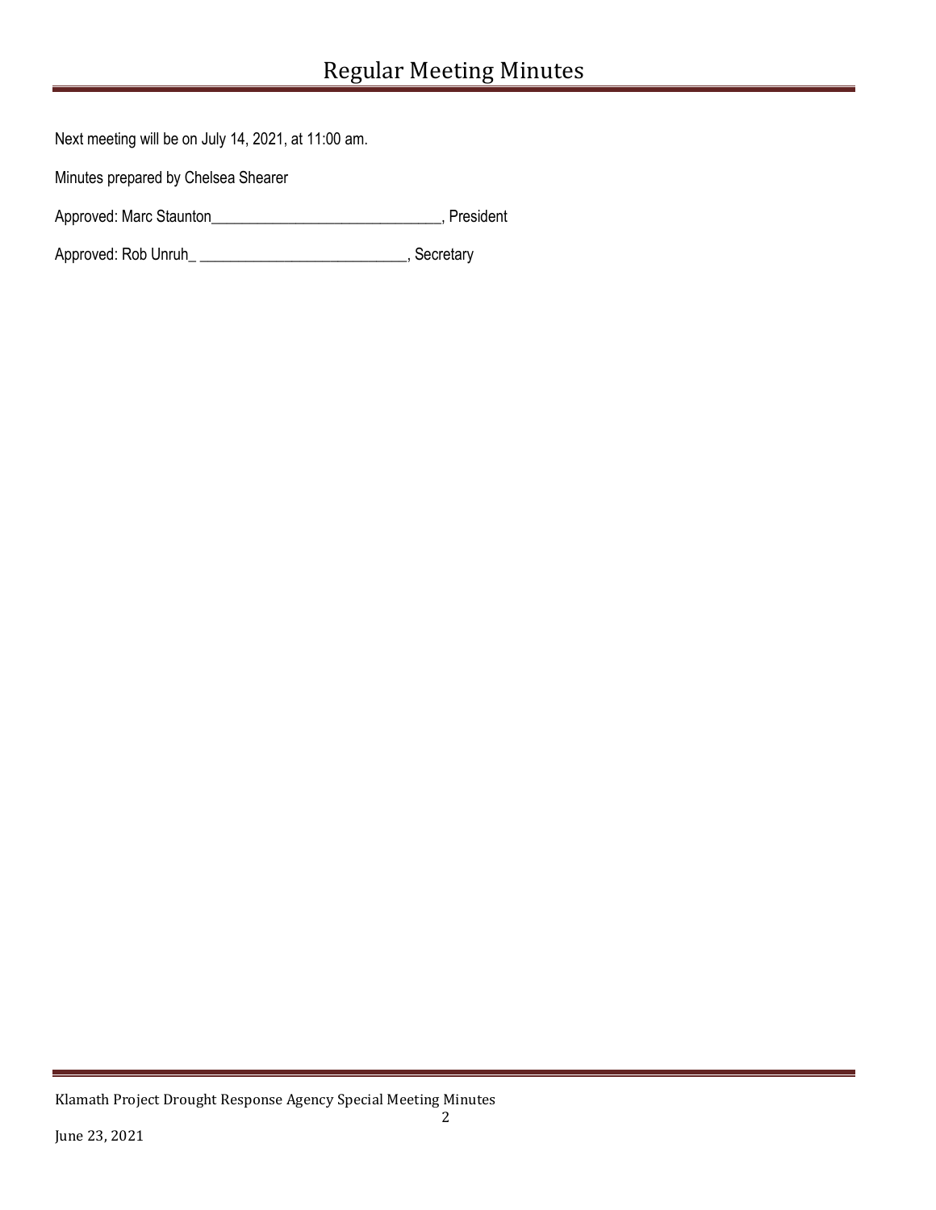Next meeting will be on July 14, 2021, at 11:00 am.

Minutes prepared by Chelsea Shearer

Approved: Marc Staunton______________________________, President

Approved: Rob Unruh_ ___________________________, Secretary